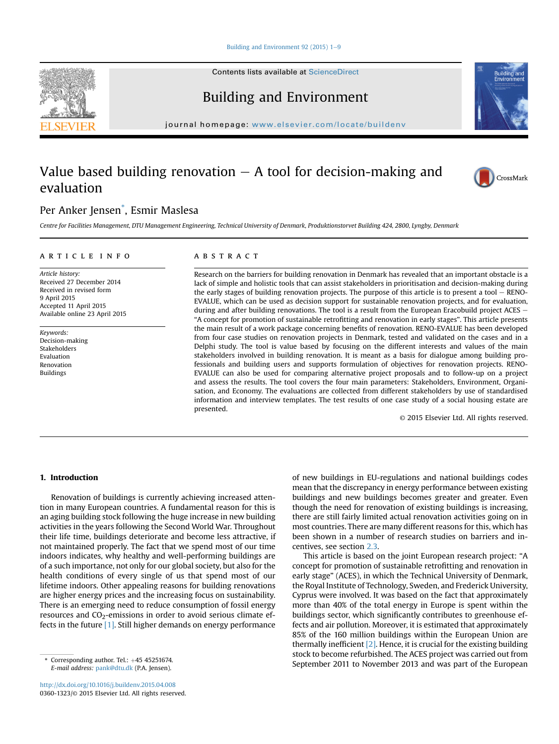# Value based building renovation — A tool for decision-making and evaluation

Per Anker Jensen*, Esmir Maslesa

*Centre for Facilities Management, DTU Management Engineering, Technical University of Denmark, Produktionstorvet Building 424, 2800, Lyngby, Denmark*

## ARTICLE INFO

*Article history:*
Received 27 December 2014
Received in revised form
9 April 2015
Accepted 11 April 2015
Available online 23 April 2015

*Keywords:*
Decision-making
Stakeholders
Evaluation
Renovation
Buildings

## ABSTRACT

Research on the barriers for building renovation in Denmark has revealed that an important obstacle is a lack of simple and holistic tools that can assist stakeholders in prioritisation and decision-making during the early stages of building renovation projects. The purpose of this article is to present a tool — RENO-EVALUE, which can be used as decision support for sustainable renovation projects, and for evaluation, during and after building renovations. The tool is a result from the European Eracobuild project ACES — "A concept for promotion of sustainable retrofitting and renovation in early stages". This article presents the main result of a work package concerning benefits of renovation. RENO-EVALUE has been developed from four case studies on renovation projects in Denmark, tested and validated on the cases and in a Delphi study. The tool is value based by focusing on the different interests and values of the main stakeholders involved in building renovation. It is meant as a basis for dialogue among building professionals and building users and supports formulation of objectives for renovation projects. RENO-EVALUE can also be used for comparing alternative project proposals and to follow-up on a project and assess the results. The tool covers the four main parameters: Stakeholders, Environment, Organisation, and Economy. The evaluations are collected from different stakeholders by use of standardised information and interview templates. The test results of one case study of a social housing estate are presented.

© 2015 Elsevier Ltd. All rights reserved.

## 1. Introduction

Renovation of buildings is currently achieving increased attention in many European countries. A fundamental reason for this is an aging building stock following the huge increase in new building activities in the years following the Second World War. Throughout their life time, buildings deteriorate and become less attractive, if not maintained properly. The fact that we spend most of our time indoors indicates, why healthy and well-performing buildings are of a such importance, not only for our global society, but also for the health conditions of every single of us that spend most of our lifetime indoors. Other appealing reasons for building renovations are higher energy prices and the increasing focus on sustainability. There is an emerging need to reduce consumption of fossil energy resources and $CO_2$-emissions in order to avoid serious climate effects in the future [1]. Still higher demands on energy performance of new buildings in EU-regulations and national buildings codes mean that the discrepancy in energy performance between existing buildings and new buildings becomes greater and greater. Even though the need for renovation of existing buildings is increasing, there are still fairly limited actual renovation activities going on in most countries. There are many different reasons for this, which has been shown in a number of research studies on barriers and incentives, see section 2.3.

This article is based on the joint European research project: "A concept for promotion of sustainable retrofitting and renovation in early stage" (ACES), in which the Technical University of Denmark, the Royal Institute of Technology, Sweden, and Frederick University, Cyprus were involved. It was based on the fact that approximately more than 40% of the total energy in Europe is spent within the buildings sector, which significantly contributes to greenhouse effects and air pollution. Moreover, it is estimated that approximately 85% of the 160 million buildings within the European Union are thermally inefficient [2]. Hence, it is crucial for the existing building stock to become refurbished. The ACES project was carried out from September 2011 to November 2013 and was part of the European

* Corresponding author. Tel.: +45 45251674.
*E-mail address:* pank@dtu.dk (P.A. Jensen).

http://dx.doi.org/10.1016/j.buildenv.2015.04.008
0360-1323/© 2015 Elsevier Ltd. All rights reserved.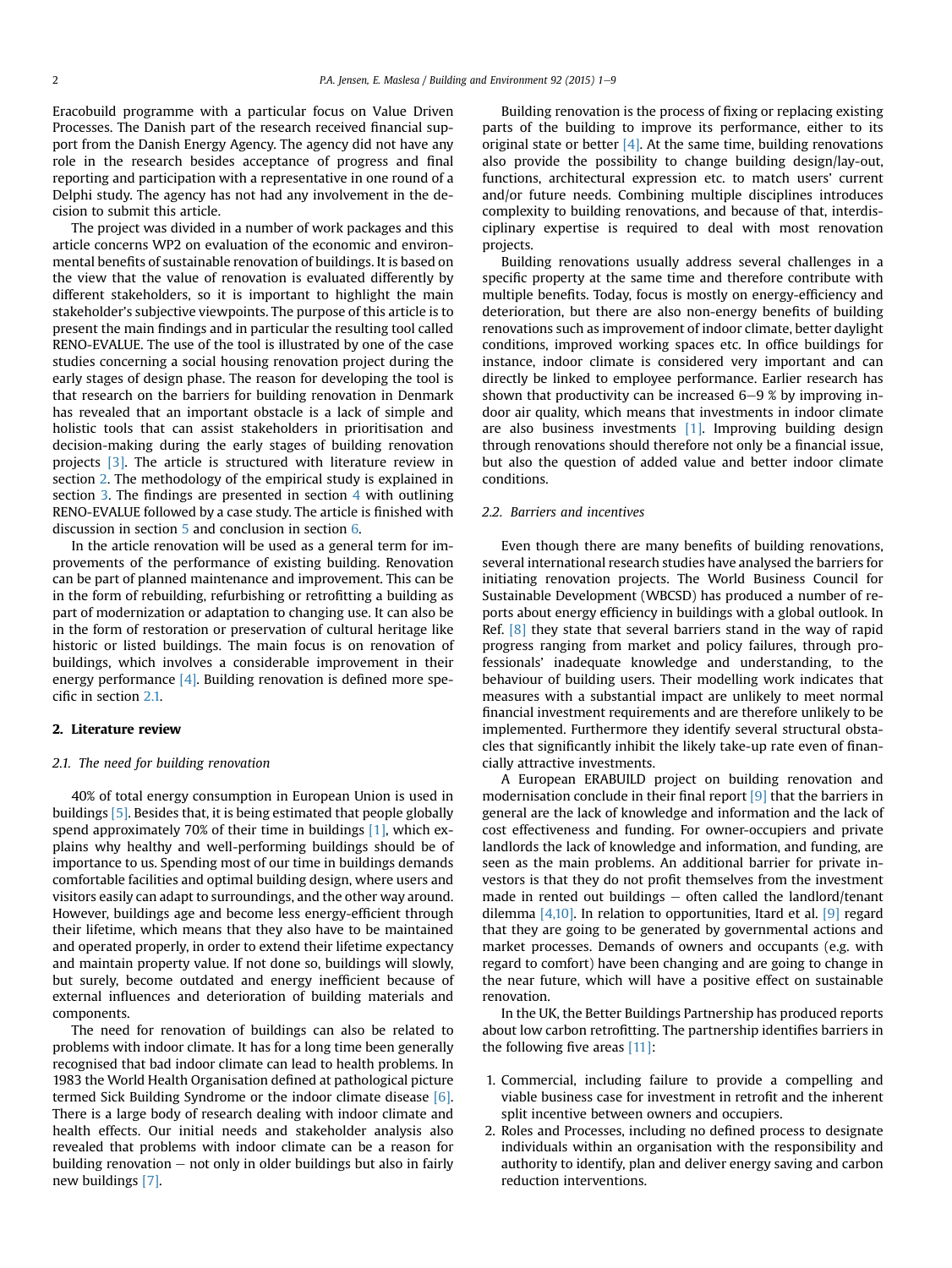Eracobuild programme with a particular focus on Value Driven Processes. The Danish part of the research received financial support from the Danish Energy Agency. The agency did not have any role in the research besides acceptance of progress and final reporting and participation with a representative in one round of a Delphi study. The agency has not had any involvement in the decision to submit this article.

The project was divided in a number of work packages and this article concerns WP2 on evaluation of the economic and environmental benefits of sustainable renovation of buildings. It is based on the view that the value of renovation is evaluated differently by different stakeholders, so it is important to highlight the main stakeholder's subjective viewpoints. The purpose of this article is to present the main findings and in particular the resulting tool called RENO-EVALUE. The use of the tool is illustrated by one of the case studies concerning a social housing renovation project during the early stages of design phase. The reason for developing the tool is that research on the barriers for building renovation in Denmark has revealed that an important obstacle is a lack of simple and holistic tools that can assist stakeholders in prioritisation and decision-making during the early stages of building renovation projects [3]. The article is structured with literature review in section 2. The methodology of the empirical study is explained in section 3. The findings are presented in section 4 with outlining RENO-EVALUE followed by a case study. The article is finished with discussion in section 5 and conclusion in section 6.

In the article renovation will be used as a general term for improvements of the performance of existing building. Renovation can be part of planned maintenance and improvement. This can be in the form of rebuilding, refurbishing or retrofitting a building as part of modernization or adaptation to changing use. It can also be in the form of restoration or preservation of cultural heritage like historic or listed buildings. The main focus is on renovation of buildings, which involves a considerable improvement in their energy performance [4]. Building renovation is defined more specific in section 2.1.

## 2. Literature review

### 2.1. The need for building renovation

40% of total energy consumption in European Union is used in buildings [5]. Besides that, it is being estimated that people globally spend approximately 70% of their time in buildings [1], which explains why healthy and well-performing buildings should be of importance to us. Spending most of our time in buildings demands comfortable facilities and optimal building design, where users and visitors easily can adapt to surroundings, and the other way around. However, buildings age and become less energy-efficient through their lifetime, which means that they also have to be maintained and operated properly, in order to extend their lifetime expectancy and maintain property value. If not done so, buildings will slowly, but surely, become outdated and energy inefficient because of external influences and deterioration of building materials and components.

The need for renovation of buildings can also be related to problems with indoor climate. It has for a long time been generally recognised that bad indoor climate can lead to health problems. In 1983 the World Health Organisation defined at pathological picture termed Sick Building Syndrome or the indoor climate disease [6]. There is a large body of research dealing with indoor climate and health effects. Our initial needs and stakeholder analysis also revealed that problems with indoor climate can be a reason for building renovation – not only in older buildings but also in fairly new buildings [7].

Building renovation is the process of fixing or replacing existing parts of the building to improve its performance, either to its original state or better [4]. At the same time, building renovations also provide the possibility to change building design/lay-out, functions, architectural expression etc. to match users' current and/or future needs. Combining multiple disciplines introduces complexity to building renovations, and because of that, interdisciplinary expertise is required to deal with most renovation projects.

Building renovations usually address several challenges in a specific property at the same time and therefore contribute with multiple benefits. Today, focus is mostly on energy-efficiency and deterioration, but there are also non-energy benefits of building renovations such as improvement of indoor climate, better daylight conditions, improved working spaces etc. In office buildings for instance, indoor climate is considered very important and can directly be linked to employee performance. Earlier research has shown that productivity can be increased 6–9 % by improving indoor air quality, which means that investments in indoor climate are also business investments [1]. Improving building design through renovations should therefore not only be a financial issue, but also the question of added value and better indoor climate conditions.

### 2.2. Barriers and incentives

Even though there are many benefits of building renovations, several international research studies have analysed the barriers for initiating renovation projects. The World Business Council for Sustainable Development (WBCSD) has produced a number of reports about energy efficiency in buildings with a global outlook. In Ref. [8] they state that several barriers stand in the way of rapid progress ranging from market and policy failures, through professionals' inadequate knowledge and understanding, to the behaviour of building users. Their modelling work indicates that measures with a substantial impact are unlikely to meet normal financial investment requirements and are therefore unlikely to be implemented. Furthermore they identify several structural obstacles that significantly inhibit the likely take-up rate even of financially attractive investments.

A European ERABUILD project on building renovation and modernisation conclude in their final report [9] that the barriers in general are the lack of knowledge and information and the lack of cost effectiveness and funding. For owner-occupiers and private landlords the lack of knowledge and information, and funding, are seen as the main problems. An additional barrier for private investors is that they do not profit themselves from the investment made in rented out buildings – often called the landlord/tenant dilemma [4,10]. In relation to opportunities, Itard et al. [9] regard that they are going to be generated by governmental actions and market processes. Demands of owners and occupants (e.g. with regard to comfort) have been changing and are going to change in the near future, which will have a positive effect on sustainable renovation.

In the UK, the Better Buildings Partnership has produced reports about low carbon retrofitting. The partnership identifies barriers in the following five areas [11]:

1. Commercial, including failure to provide a compelling and viable business case for investment in retrofit and the inherent split incentive between owners and occupiers.
2. Roles and Processes, including no defined process to designate individuals within an organisation with the responsibility and authority to identify, plan and deliver energy saving and carbon reduction interventions.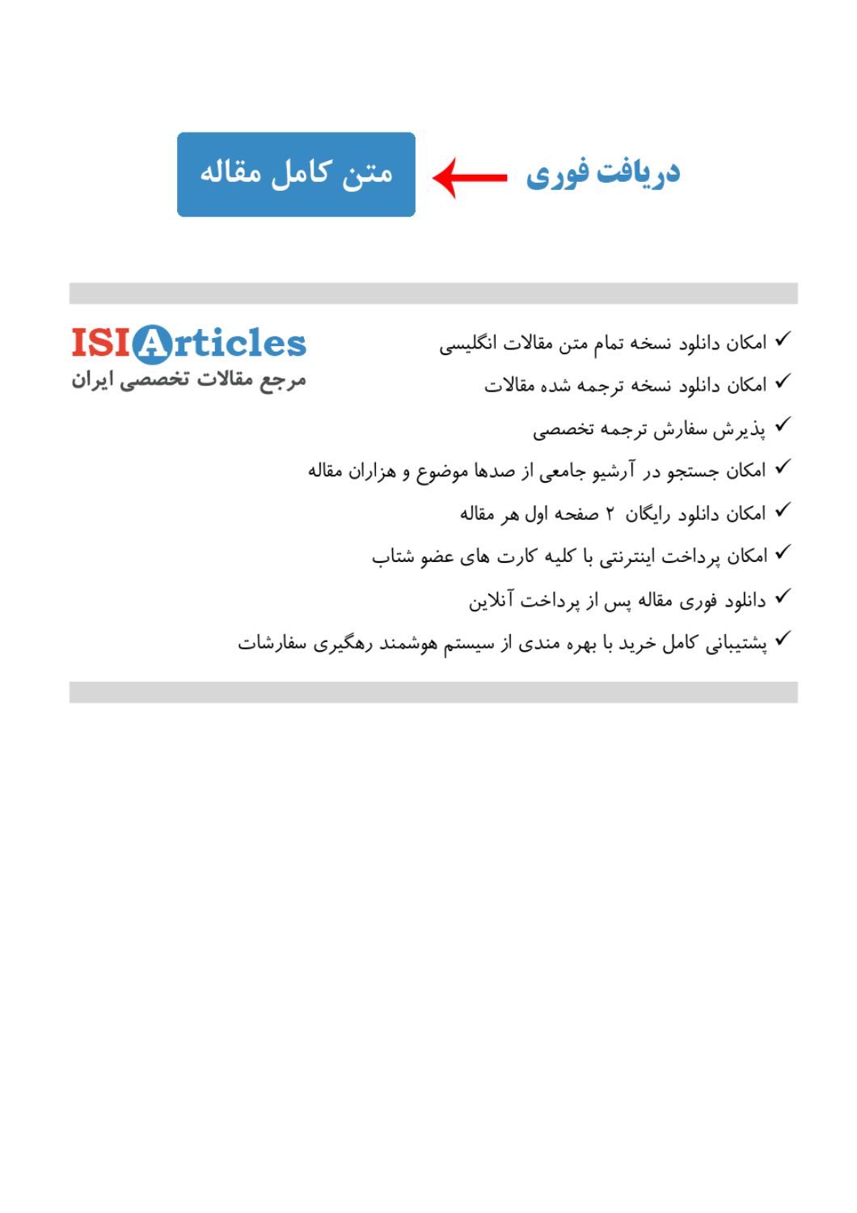دریافت فوری ← متن کامل مقاله

**ISIArticles**
مرجع مقالات تخصصی ایران

- ✓ امکان دانلود نسخه تمام متن مقالات انگلیسی
- ✓ امکان دانلود نسخه ترجمه شده مقالات
- ✓ پذیرش سفارش ترجمه تخصصی
- ✓ امکان جستجو در آرشیو جامعی از صدها موضوع و هزاران مقاله
- ✓ امکان دانلود رایگان ۲ صفحه اول هر مقاله
- ✓ امکان پرداخت اینترنتی با کلیه کارت های عضو شتاب
- ✓ دانلود فوری مقاله پس از پرداخت آنلاین
- ✓ پشتیبانی کامل خرید با بهره مندی از سیستم هوشمند رهگیری سفارشات